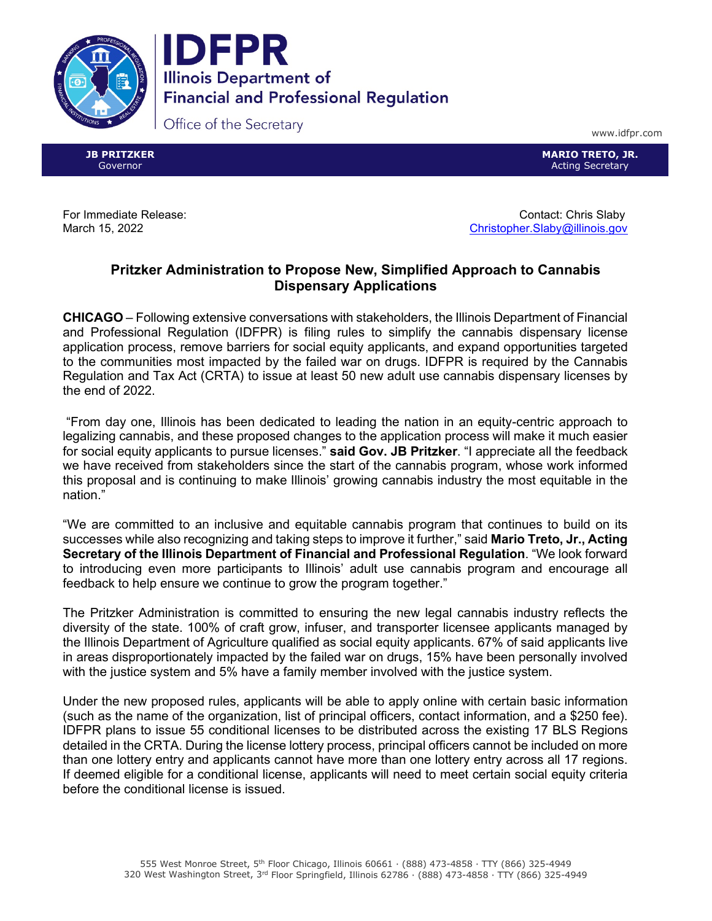**IDFPR**
**Illinois Department of Financial and Professional Regulation**
Office of the Secretary

www.idfpr.com

**JB PRITZKER**
Governor

**MARIO TRETO, JR.**
Acting Secretary

For Immediate Release:
March 15, 2022

Contact: Chris Slaby
Christopher.Slaby@illinois.gov

## Pritzker Administration to Propose New, Simplified Approach to Cannabis Dispensary Applications

**CHICAGO** – Following extensive conversations with stakeholders, the Illinois Department of Financial and Professional Regulation (IDFPR) is filing rules to simplify the cannabis dispensary license application process, remove barriers for social equity applicants, and expand opportunities targeted to the communities most impacted by the failed war on drugs. IDFPR is required by the Cannabis Regulation and Tax Act (CRTA) to issue at least 50 new adult use cannabis dispensary licenses by the end of 2022.

"From day one, Illinois has been dedicated to leading the nation in an equity-centric approach to legalizing cannabis, and these proposed changes to the application process will make it much easier for social equity applicants to pursue licenses." **said Gov. JB Pritzker**. "I appreciate all the feedback we have received from stakeholders since the start of the cannabis program, whose work informed this proposal and is continuing to make Illinois' growing cannabis industry the most equitable in the nation."

"We are committed to an inclusive and equitable cannabis program that continues to build on its successes while also recognizing and taking steps to improve it further," said **Mario Treto, Jr., Acting Secretary of the Illinois Department of Financial and Professional Regulation**. "We look forward to introducing even more participants to Illinois' adult use cannabis program and encourage all feedback to help ensure we continue to grow the program together."

The Pritzker Administration is committed to ensuring the new legal cannabis industry reflects the diversity of the state. 100% of craft grow, infuser, and transporter licensee applicants managed by the Illinois Department of Agriculture qualified as social equity applicants. 67% of said applicants live in areas disproportionately impacted by the failed war on drugs, 15% have been personally involved with the justice system and 5% have a family member involved with the justice system.

Under the new proposed rules, applicants will be able to apply online with certain basic information (such as the name of the organization, list of principal officers, contact information, and a $250 fee). IDFPR plans to issue 55 conditional licenses to be distributed across the existing 17 BLS Regions detailed in the CRTA. During the license lottery process, principal officers cannot be included on more than one lottery entry and applicants cannot have more than one lottery entry across all 17 regions. If deemed eligible for a conditional license, applicants will need to meet certain social equity criteria before the conditional license is issued.

555 West Monroe Street, 5th Floor Chicago, Illinois 60661 · (888) 473-4858 · TTY (866) 325-4949
320 West Washington Street, 3rd Floor Springfield, Illinois 62786 · (888) 473-4858 · TTY (866) 325-4949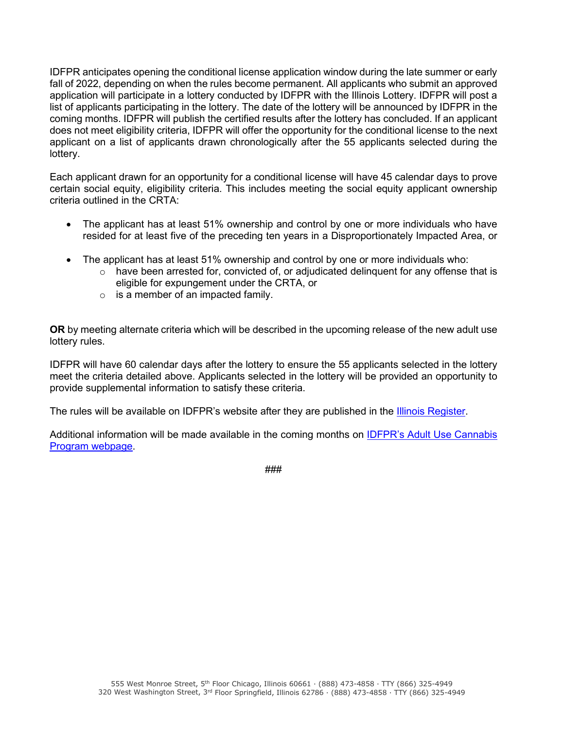IDFPR anticipates opening the conditional license application window during the late summer or early fall of 2022, depending on when the rules become permanent. All applicants who submit an approved application will participate in a lottery conducted by IDFPR with the Illinois Lottery. IDFPR will post a list of applicants participating in the lottery. The date of the lottery will be announced by IDFPR in the coming months. IDFPR will publish the certified results after the lottery has concluded. If an applicant does not meet eligibility criteria, IDFPR will offer the opportunity for the conditional license to the next applicant on a list of applicants drawn chronologically after the 55 applicants selected during the lottery.

Each applicant drawn for an opportunity for a conditional license will have 45 calendar days to prove certain social equity, eligibility criteria. This includes meeting the social equity applicant ownership criteria outlined in the CRTA:

- The applicant has at least 51% ownership and control by one or more individuals who have resided for at least five of the preceding ten years in a Disproportionately Impacted Area, or
- The applicant has at least 51% ownership and control by one or more individuals who:
  - have been arrested for, convicted of, or adjudicated delinquent for any offense that is eligible for expungement under the CRTA, or
  - is a member of an impacted family.

**OR** by meeting alternate criteria which will be described in the upcoming release of the new adult use lottery rules.

IDFPR will have 60 calendar days after the lottery to ensure the 55 applicants selected in the lottery meet the criteria detailed above. Applicants selected in the lottery will be provided an opportunity to provide supplemental information to satisfy these criteria.

The rules will be available on IDFPR's website after they are published in the Illinois Register.

Additional information will be made available in the coming months on IDFPR's Adult Use Cannabis Program webpage.

###

555 West Monroe Street, 5th Floor Chicago, Illinois 60661 · (888) 473-4858 · TTY (866) 325-4949
320 West Washington Street, 3rd Floor Springfield, Illinois 62786 · (888) 473-4858 · TTY (866) 325-4949